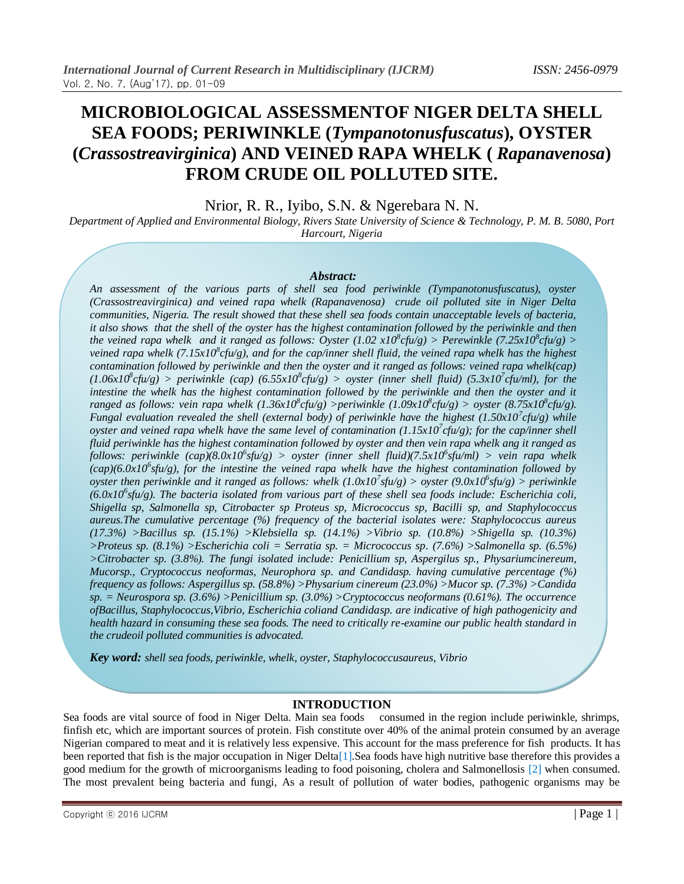# MICROBIOLOGICAL ASSESSMENTOF NIGER DELTA SHELL SEA FOODS; PERIWINKLE (*Tympanotonusfuscatus*), OYSTER (*Crassostreavirginica*) AND VEINED RAPA WHELK ( *Rapanavenosa*) FROM CRUDE OIL POLLUTED SITE.

Nrior, R. R., Iyibo, S.N. & Ngerebara N. N.

*Department of Applied and Environmental Biology, Rivers State University of Science & Technology, P. M. B. 5080, Port Harcourt, Nigeria*

***Abstract:***

*An assessment of the various parts of shell sea food periwinkle (Tympanotonusfuscatus), oyster (Crassostreavirginica) and veined rapa whelk (Rapanavenosa) crude oil polluted site in Niger Delta communities, Nigeria. The result showed that these shell sea foods contain unacceptable levels of bacteria, it also shows that the shell of the oyster has the highest contamination followed by the periwinkle and then the veined rapa whelk and it ranged as follows: Oyster ($1.02 \times 10^8$cfu/g) > Perewinkle ($7.25 \times 10^8$cfu/g) > veined rapa whelk ($7.15 \times 10^8$cfu/g), and for the cap/inner shell fluid, the veined rapa whelk has the highest contamination followed by periwinkle and then the oyster and it ranged as follows: veined rapa whelk(cap) ($1.06 \times 10^8$cfu/g) > periwinkle (cap) ($6.55 \times 10^8$cfu/g) > oyster (inner shell fluid) ($5.3 \times 10^7$cfu/ml), for the intestine the whelk has the highest contamination followed by the periwinkle and then the oyster and it ranged as follows: vein rapa whelk ($1.36 \times 10^8$cfu/g) >periwinkle ($1.09 \times 10^8$cfu/g) > oyster ($8.75 \times 10^8$cfu/g). Fungal evaluation revealed the shell (external body) of periwinkle have the highest ($1.50 \times 10^7$cfu/g) while oyster and veined rapa whelk have the same level of contamination ($1.15 \times 10^7$cfu/g); for the cap/inner shell fluid periwinkle has the highest contamination followed by oyster and then vein rapa whelk ang it ranged as follows: periwinkle (cap)($8.0 \times 10^6$sfu/g) > oyster (inner shell fluid)($7.5 \times 10^6$sfu/ml) > vein rapa whelk (cap)($6.0 \times 10^6$sfu/g), for the intestine the veined rapa whelk have the highest contamination followed by oyster then periwinkle and it ranged as follows: whelk ($1.0 \times 10^7$sfu/g) > oyster ($9.0 \times 10^6$sfu/g) > periwinkle ($6.0 \times 10^6$sfu/g). The bacteria isolated from various part of these shell sea foods include: Escherichia coli, Shigella sp, Salmonella sp, Citrobacter sp Proteus sp, Micrococcus sp, Bacilli sp, and Staphylococcus aureus.The cumulative percentage (%) frequency of the bacterial isolates were: Staphylococcus aureus (17.3%) >Bacillus sp. (15.1%) >Klebsiella sp. (14.1%) >Vibrio sp. (10.8%) >Shigella sp. (10.3%) >Proteus sp. (8.1%) >Escherichia coli = Serratia sp. = Micrococcus sp. (7.6%) >Salmonella sp. (6.5%) >Citrobacter sp. (3.8%). The fungi isolated include: Penicillium sp, Aspergilus sp., Physariumcinereum, Mucorsp., Cryptococcus neoformas, Neurophora sp. and Candidasp. having cumulative percentage (%) frequency as follows: Aspergillus sp. (58.8%) >Physarium cinereum (23.0%) >Mucor sp. (7.3%) >Candida sp. = Neurospora sp. (3.6%) >Penicillium sp. (3.0%) >Cryptococcus neoformans (0.61%). The occurrence ofBacillus, Staphylococcus,Vibrio, Escherichia coliand Candidasp. are indicative of high pathogenicity and health hazard in consuming these sea foods. The need to critically re-examine our public health standard in the crudeoil polluted communities is advocated.*

***Key word:*** *shell sea foods, periwinkle, whelk, oyster, Staphylococcusaureus, Vibrio*

## INTRODUCTION

Sea foods are vital source of food in Niger Delta. Main sea foods consumed in the region include periwinkle, shrimps, finfish etc, which are important sources of protein. Fish constitute over 40% of the animal protein consumed by an average Nigerian compared to meat and it is relatively less expensive. This account for the mass preference for fish products. It has been reported that fish is the major occupation in Niger Delta[1].Sea foods have high nutritive base therefore this provides a good medium for the growth of microorganisms leading to food poisoning, cholera and Salmonellosis [2] when consumed. The most prevalent being bacteria and fungi, As a result of pollution of water bodies, pathogenic organisms may be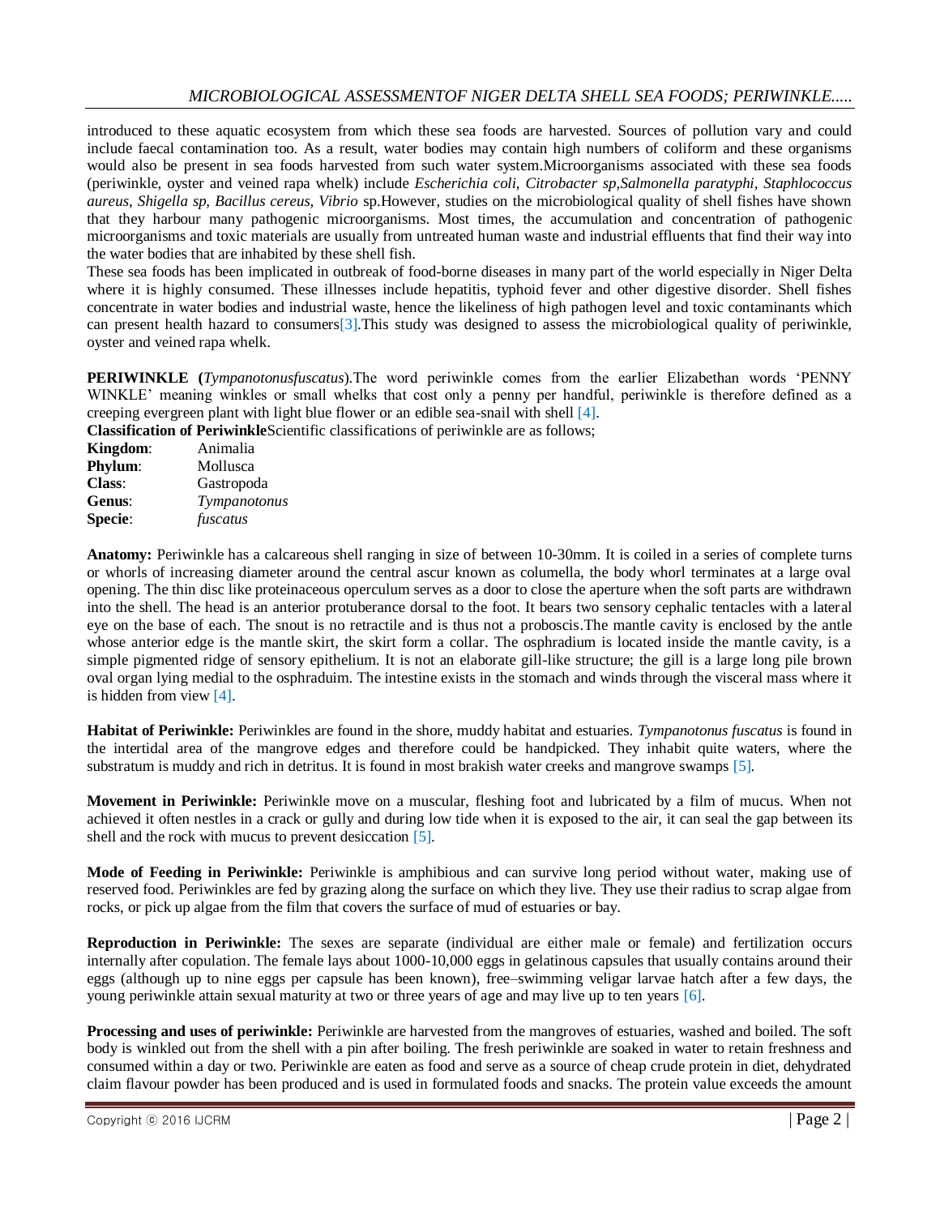introduced to these aquatic ecosystem from which these sea foods are harvested. Sources of pollution vary and could include faecal contamination too. As a result, water bodies may contain high numbers of coliform and these organisms would also be present in sea foods harvested from such water system.Microorganisms associated with these sea foods (periwinkle, oyster and veined rapa whelk) include *Escherichia coli, Citrobacter sp,Salmonella paratyphi, Staphlococcus aureus, Shigella sp, Bacillus cereus, Vibrio* sp.However, studies on the microbiological quality of shell fishes have shown that they harbour many pathogenic microorganisms. Most times, the accumulation and concentration of pathogenic microorganisms and toxic materials are usually from untreated human waste and industrial effluents that find their way into the water bodies that are inhabited by these shell fish.

These sea foods has been implicated in outbreak of food-borne diseases in many part of the world especially in Niger Delta where it is highly consumed. These illnesses include hepatitis, typhoid fever and other digestive disorder. Shell fishes concentrate in water bodies and industrial waste, hence the likeliness of high pathogen level and toxic contaminants which can present health hazard to consumers[3].This study was designed to assess the microbiological quality of periwinkle, oyster and veined rapa whelk.

**PERIWINKLE (***Tympanotonusfuscatus***)**.The word periwinkle comes from the earlier Elizabethan words 'PENNY WINKLE' meaning winkles or small whelks that cost only a penny per handful, periwinkle is therefore defined as a creeping evergreen plant with light blue flower or an edible sea-snail with shell [4].

**Classification of Periwinkle**Scientific classifications of periwinkle are as follows;

**Kingdom**: Animalia
**Phylum**: Mollusca
**Class**: Gastropoda
**Genus**: *Tympanotonus*
**Specie**: *fuscatus*

**Anatomy:** Periwinkle has a calcareous shell ranging in size of between 10-30mm. It is coiled in a series of complete turns or whorls of increasing diameter around the central ascur known as columella, the body whorl terminates at a large oval opening. The thin disc like proteinaceous operculum serves as a door to close the aperture when the soft parts are withdrawn into the shell. The head is an anterior protuberance dorsal to the foot. It bears two sensory cephalic tentacles with a lateral eye on the base of each. The snout is no retractile and is thus not a proboscis.The mantle cavity is enclosed by the antle whose anterior edge is the mantle skirt, the skirt form a collar. The osphradium is located inside the mantle cavity, is a simple pigmented ridge of sensory epithelium. It is not an elaborate gill-like structure; the gill is a large long pile brown oval organ lying medial to the osphraduim. The intestine exists in the stomach and winds through the visceral mass where it is hidden from view [4].

**Habitat of Periwinkle:** Periwinkles are found in the shore, muddy habitat and estuaries. *Tympanotonus fuscatus* is found in the intertidal area of the mangrove edges and therefore could be handpicked. They inhabit quite waters, where the substratum is muddy and rich in detritus. It is found in most brakish water creeks and mangrove swamps [5].

**Movement in Periwinkle:** Periwinkle move on a muscular, fleshing foot and lubricated by a film of mucus. When not achieved it often nestles in a crack or gully and during low tide when it is exposed to the air, it can seal the gap between its shell and the rock with mucus to prevent desiccation [5].

**Mode of Feeding in Periwinkle:** Periwinkle is amphibious and can survive long period without water, making use of reserved food. Periwinkles are fed by grazing along the surface on which they live. They use their radius to scrap algae from rocks, or pick up algae from the film that covers the surface of mud of estuaries or bay.

**Reproduction in Periwinkle:** The sexes are separate (individual are either male or female) and fertilization occurs internally after copulation. The female lays about 1000-10,000 eggs in gelatinous capsules that usually contains around their eggs (although up to nine eggs per capsule has been known), free–swimming veligar larvae hatch after a few days, the young periwinkle attain sexual maturity at two or three years of age and may live up to ten years [6].

**Processing and uses of periwinkle:** Periwinkle are harvested from the mangroves of estuaries, washed and boiled. The soft body is winkled out from the shell with a pin after boiling. The fresh periwinkle are soaked in water to retain freshness and consumed within a day or two. Periwinkle are eaten as food and serve as a source of cheap crude protein in diet, dehydrated claim flavour powder has been produced and is used in formulated foods and snacks. The protein value exceeds the amount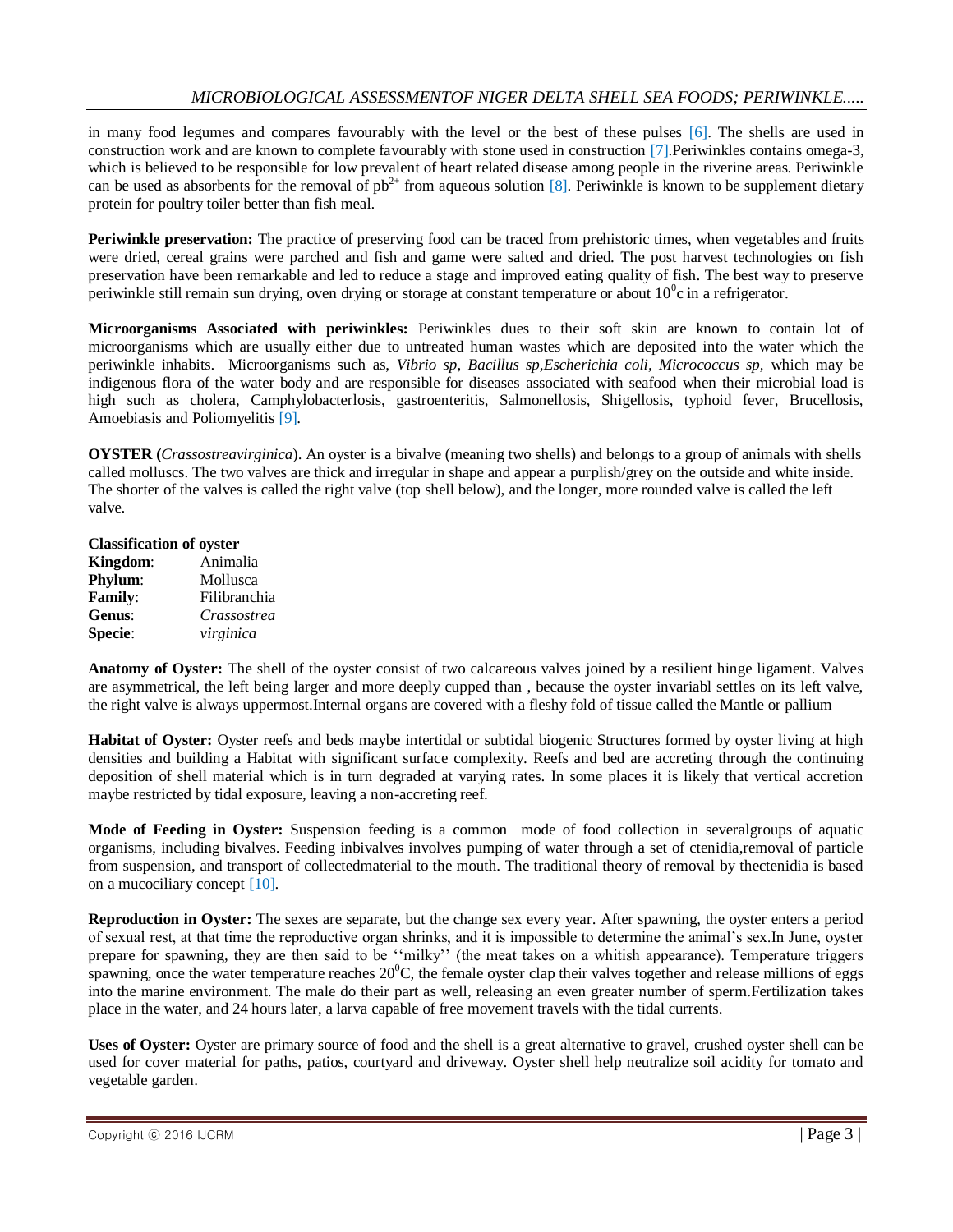in many food legumes and compares favourably with the level or the best of these pulses [6]. The shells are used in construction work and are known to complete favourably with stone used in construction [7].Periwinkles contains omega-3, which is believed to be responsible for low prevalent of heart related disease among people in the riverine areas. Periwinkle can be used as absorbents for the removal of $pb^{2+}$ from aqueous solution [8]. Periwinkle is known to be supplement dietary protein for poultry toiler better than fish meal.

**Periwinkle preservation:** The practice of preserving food can be traced from prehistoric times, when vegetables and fruits were dried, cereal grains were parched and fish and game were salted and dried. The post harvest technologies on fish preservation have been remarkable and led to reduce a stage and improved eating quality of fish. The best way to preserve periwinkle still remain sun drying, oven drying or storage at constant temperature or about $10^0$c in a refrigerator.

**Microorganisms Associated with periwinkles:** Periwinkles dues to their soft skin are known to contain lot of microorganisms which are usually either due to untreated human wastes which are deposited into the water which the periwinkle inhabits. Microorganisms such as, *Vibrio sp, Bacillus sp,Escherichia coli, Micrococcus sp,* which may be indigenous flora of the water body and are responsible for diseases associated with seafood when their microbial load is high such as cholera, Camphylobacterlosis, gastroenteritis, Salmonellosis, Shigellosis, typhoid fever, Brucellosis, Amoebiasis and Poliomyelitis [9].

**OYSTER (***Crassostreavirginica*). An oyster is a bivalve (meaning two shells) and belongs to a group of animals with shells called molluscs. The two valves are thick and irregular in shape and appear a purplish/grey on the outside and white inside. The shorter of the valves is called the right valve (top shell below), and the longer, more rounded valve is called the left valve.

**Classification of oyster**

| | |
|---|---|
| **Kingdom**: | Animalia |
| **Phylum**: | Mollusca |
| **Family**: | Filibranchia |
| **Genus**: | *Crassostrea* |
| **Specie**: | *virginica* |

**Anatomy of Oyster:** The shell of the oyster consist of two calcareous valves joined by a resilient hinge ligament. Valves are asymmetrical, the left being larger and more deeply cupped than , because the oyster invariabl settles on its left valve, the right valve is always uppermost.Internal organs are covered with a fleshy fold of tissue called the Mantle or pallium

**Habitat of Oyster:** Oyster reefs and beds maybe intertidal or subtidal biogenic Structures formed by oyster living at high densities and building a Habitat with significant surface complexity. Reefs and bed are accreting through the continuing deposition of shell material which is in turn degraded at varying rates. In some places it is likely that vertical accretion maybe restricted by tidal exposure, leaving a non-accreting reef.

**Mode of Feeding in Oyster:** Suspension feeding is a common mode of food collection in severalgroups of aquatic organisms, including bivalves. Feeding inbivalves involves pumping of water through a set of ctenidia,removal of particle from suspension, and transport of collectedmaterial to the mouth. The traditional theory of removal by thectenidia is based on a mucociliary concept [10].

**Reproduction in Oyster:** The sexes are separate, but the change sex every year. After spawning, the oyster enters a period of sexual rest, at that time the reproductive organ shrinks, and it is impossible to determine the animal's sex.In June, oyster prepare for spawning, they are then said to be ''milky'' (the meat takes on a whitish appearance). Temperature triggers spawning, once the water temperature reaches $20^0$C, the female oyster clap their valves together and release millions of eggs into the marine environment. The male do their part as well, releasing an even greater number of sperm.Fertilization takes place in the water, and 24 hours later, a larva capable of free movement travels with the tidal currents.

**Uses of Oyster:** Oyster are primary source of food and the shell is a great alternative to gravel, crushed oyster shell can be used for cover material for paths, patios, courtyard and driveway. Oyster shell help neutralize soil acidity for tomato and vegetable garden.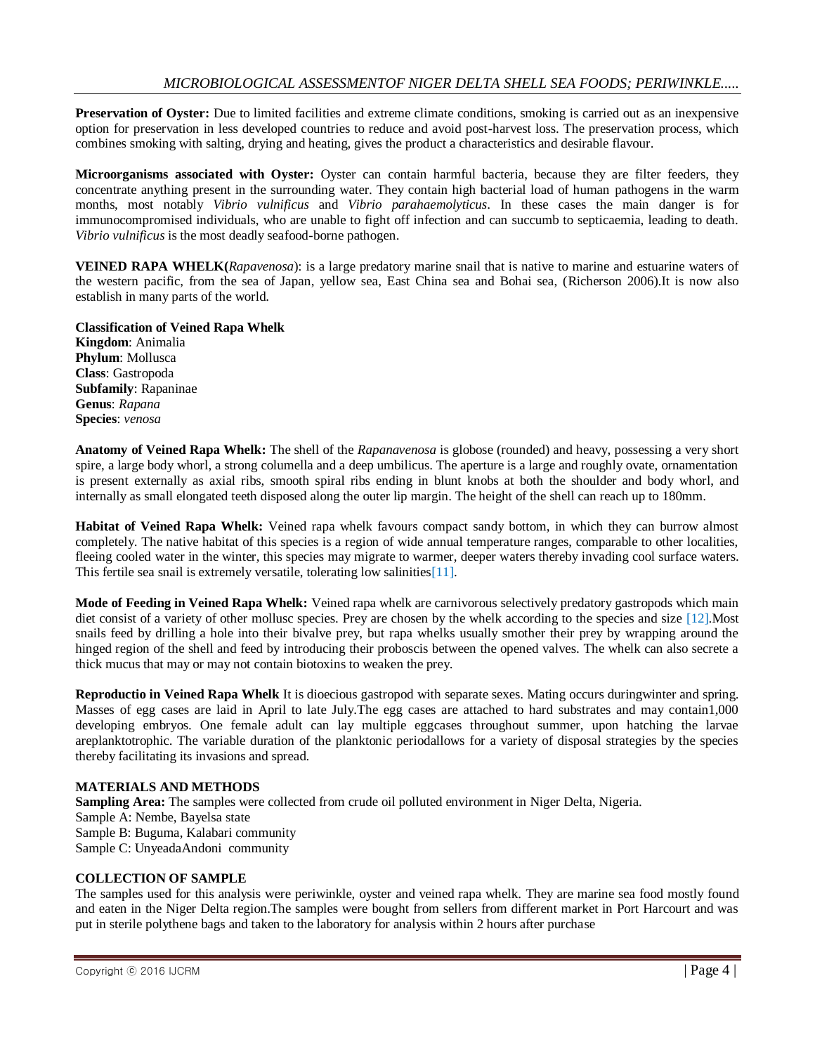**Preservation of Oyster:** Due to limited facilities and extreme climate conditions, smoking is carried out as an inexpensive option for preservation in less developed countries to reduce and avoid post-harvest loss. The preservation process, which combines smoking with salting, drying and heating, gives the product a characteristics and desirable flavour.

**Microorganisms associated with Oyster:** Oyster can contain harmful bacteria, because they are filter feeders, they concentrate anything present in the surrounding water. They contain high bacterial load of human pathogens in the warm months, most notably *Vibrio vulnificus* and *Vibrio parahaemolyticus*. In these cases the main danger is for immunocompromised individuals, who are unable to fight off infection and can succumb to septicaemia, leading to death. *Vibrio vulnificus* is the most deadly seafood-borne pathogen.

**VEINED RAPA WHELK(***Rapavenosa*): is a large predatory marine snail that is native to marine and estuarine waters of the western pacific, from the sea of Japan, yellow sea, East China sea and Bohai sea, (Richerson 2006).It is now also establish in many parts of the world.

**Classification of Veined Rapa Whelk**
**Kingdom**: Animalia
**Phylum**: Mollusca
**Class**: Gastropoda
**Subfamily**: Rapaninae
**Genus**: *Rapana*
**Species**: *venosa*

**Anatomy of Veined Rapa Whelk:** The shell of the *Rapanavenosa* is globose (rounded) and heavy, possessing a very short spire, a large body whorl, a strong columella and a deep umbilicus. The aperture is a large and roughly ovate, ornamentation is present externally as axial ribs, smooth spiral ribs ending in blunt knobs at both the shoulder and body whorl, and internally as small elongated teeth disposed along the outer lip margin. The height of the shell can reach up to 180mm.

**Habitat of Veined Rapa Whelk:** Veined rapa whelk favours compact sandy bottom, in which they can burrow almost completely. The native habitat of this species is a region of wide annual temperature ranges, comparable to other localities, fleeing cooled water in the winter, this species may migrate to warmer, deeper waters thereby invading cool surface waters. This fertile sea snail is extremely versatile, tolerating low salinities[11].

**Mode of Feeding in Veined Rapa Whelk:** Veined rapa whelk are carnivorous selectively predatory gastropods which main diet consist of a variety of other mollusc species. Prey are chosen by the whelk according to the species and size [12].Most snails feed by drilling a hole into their bivalve prey, but rapa whelks usually smother their prey by wrapping around the hinged region of the shell and feed by introducing their proboscis between the opened valves. The whelk can also secrete a thick mucus that may or may not contain biotoxins to weaken the prey.

**Reproductio in Veined Rapa Whelk** It is dioecious gastropod with separate sexes. Mating occurs duringwinter and spring. Masses of egg cases are laid in April to late July.The egg cases are attached to hard substrates and may contain1,000 developing embryos. One female adult can lay multiple eggcases throughout summer, upon hatching the larvae areplanktotrophic. The variable duration of the planktonic periodallows for a variety of disposal strategies by the species thereby facilitating its invasions and spread.

## MATERIALS AND METHODS

**Sampling Area:** The samples were collected from crude oil polluted environment in Niger Delta, Nigeria.
Sample A: Nembe, Bayelsa state
Sample B: Buguma, Kalabari community
Sample C: UnyeadaAndoni community

## COLLECTION OF SAMPLE

The samples used for this analysis were periwinkle, oyster and veined rapa whelk. They are marine sea food mostly found and eaten in the Niger Delta region.The samples were bought from sellers from different market in Port Harcourt and was put in sterile polythene bags and taken to the laboratory for analysis within 2 hours after purchase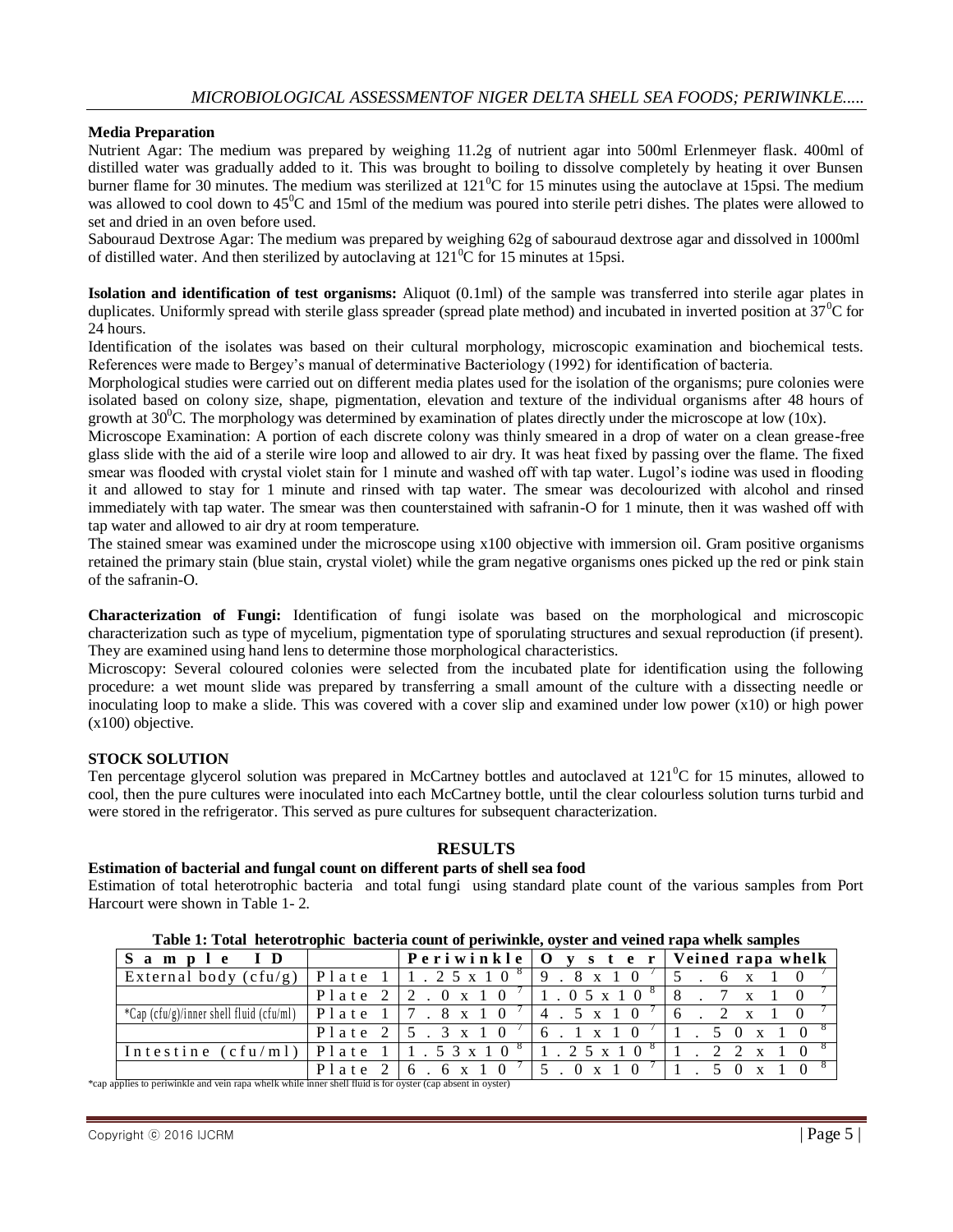### Media Preparation

Nutrient Agar: The medium was prepared by weighing 11.2g of nutrient agar into 500ml Erlenmeyer flask. 400ml of distilled water was gradually added to it. This was brought to boiling to dissolve completely by heating it over Bunsen burner flame for 30 minutes. The medium was sterilized at $121^0$C for 15 minutes using the autoclave at 15psi. The medium was allowed to cool down to $45^0$C and 15ml of the medium was poured into sterile petri dishes. The plates were allowed to set and dried in an oven before used.

Sabouraud Dextrose Agar: The medium was prepared by weighing 62g of sabouraud dextrose agar and dissolved in 1000ml of distilled water. And then sterilized by autoclaving at $121^0$C for 15 minutes at 15psi.

**Isolation and identification of test organisms:** Aliquot (0.1ml) of the sample was transferred into sterile agar plates in duplicates. Uniformly spread with sterile glass spreader (spread plate method) and incubated in inverted position at $37^0$C for 24 hours.

Identification of the isolates was based on their cultural morphology, microscopic examination and biochemical tests. References were made to Bergey's manual of determinative Bacteriology (1992) for identification of bacteria.

Morphological studies were carried out on different media plates used for the isolation of the organisms; pure colonies were isolated based on colony size, shape, pigmentation, elevation and texture of the individual organisms after 48 hours of growth at $30^0$C. The morphology was determined by examination of plates directly under the microscope at low (10x).

Microscope Examination: A portion of each discrete colony was thinly smeared in a drop of water on a clean grease-free glass slide with the aid of a sterile wire loop and allowed to air dry. It was heat fixed by passing over the flame. The fixed smear was flooded with crystal violet stain for 1 minute and washed off with tap water. Lugol's iodine was used in flooding it and allowed to stay for 1 minute and rinsed with tap water. The smear was decolourized with alcohol and rinsed immediately with tap water. The smear was then counterstained with safranin-O for 1 minute, then it was washed off with tap water and allowed to air dry at room temperature.

The stained smear was examined under the microscope using x100 objective with immersion oil. Gram positive organisms retained the primary stain (blue stain, crystal violet) while the gram negative organisms ones picked up the red or pink stain of the safranin-O.

**Characterization of Fungi:** Identification of fungi isolate was based on the morphological and microscopic characterization such as type of mycelium, pigmentation type of sporulating structures and sexual reproduction (if present). They are examined using hand lens to determine those morphological characteristics.

Microscopy: Several coloured colonies were selected from the incubated plate for identification using the following procedure: a wet mount slide was prepared by transferring a small amount of the culture with a dissecting needle or inoculating loop to make a slide. This was covered with a cover slip and examined under low power (x10) or high power (x100) objective.

### STOCK SOLUTION

Ten percentage glycerol solution was prepared in McCartney bottles and autoclaved at $121^0$C for 15 minutes, allowed to cool, then the pure cultures were inoculated into each McCartney bottle, until the clear colourless solution turns turbid and were stored in the refrigerator. This served as pure cultures for subsequent characterization.

## RESULTS

### Estimation of bacterial and fungal count on different parts of shell sea food

Estimation of total heterotrophic bacteria and total fungi using standard plate count of the various samples from Port Harcourt were shown in Table 1- 2.

**Table 1: Total heterotrophic bacteria count of periwinkle, oyster and veined rapa whelk samples**

| Sample ID | | Periwinkle | Oyster | Veined rapa whelk |
|---|---|---|---|---|
| External body (cfu/g) | Plate 1 | $1.25 \times 10^8$ | $9.8 \times 10^7$ | $5.6 \times 10^7$ |
| | Plate 2 | $2.0 \times 10^7$ | $1.05 \times 10^8$ | $8.7 \times 10^7$ |
| *Cap (cfu/g)/inner shell fluid (cfu/ml) | Plate 1 | $7.8 \times 10^7$ | $4.5 \times 10^7$ | $6.2 \times 10^7$ |
| | Plate 2 | $5.3 \times 10^7$ | $6.1 \times 10^7$ | $1.50 \times 10^8$ |
| Intestine (cfu/ml) | Plate 1 | $1.53 \times 10^8$ | $1.25 \times 10^8$ | $1.22 \times 10^8$ |
| | Plate 2 | $6.6 \times 10^7$ | $5.0 \times 10^7$ | $1.50 \times 10^8$ |

*cap applies to periwinkle and vein rapa whelk while inner shell fluid is for oyster (cap absent in oyster)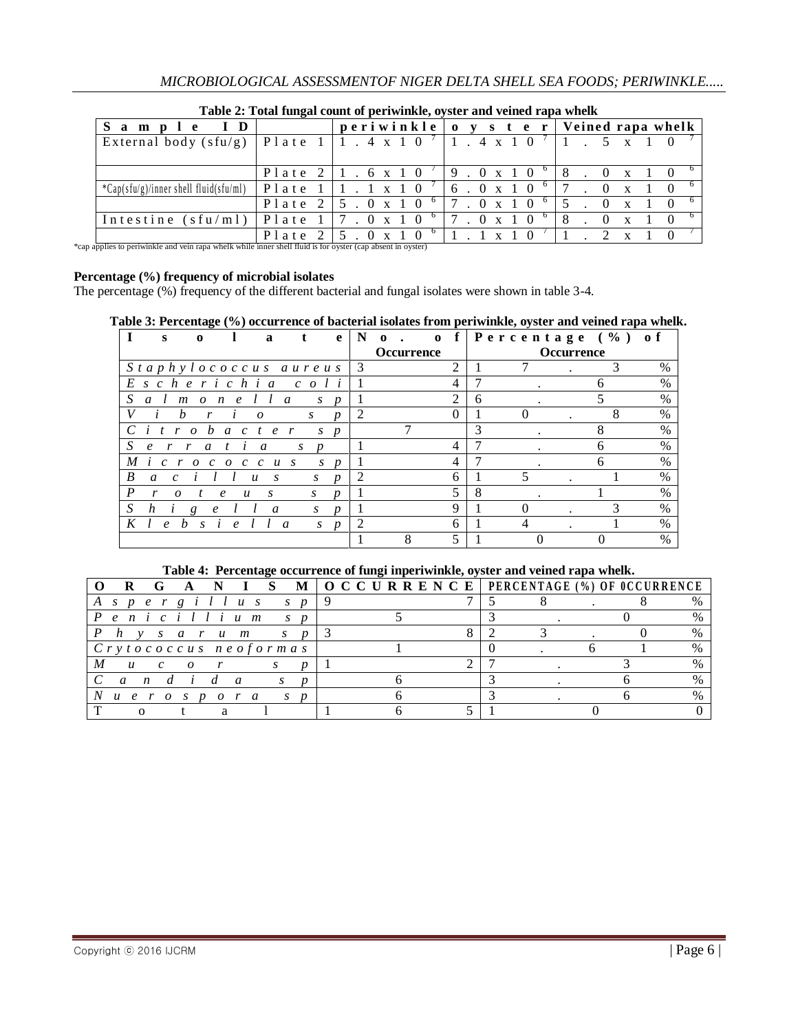**Table 2: Total fungal count of periwinkle, oyster and veined rapa whelk**

| Sample ID | | periwinkle | oyster | Veined rapa whelk |
|---|---|---|---|---|
| External body (sfu/g) | Plate 1 | $1.4 \times 10^7$ | $1.4 \times 10^7$ | $1.5 \times 10^7$ |
| | Plate 2 | $1.6 \times 10^7$ | $9.0 \times 10^6$ | $8.0 \times 10^6$ |
| *Cap(sfu/g)/inner shell fluid(sfu/ml) | Plate 1 | $1.1 \times 10^7$ | $6.0 \times 10^6$ | $7.0 \times 10^6$ |
| | Plate 2 | $5.0 \times 10^6$ | $7.0 \times 10^6$ | $5.0 \times 10^6$ |
| Intestine (sfu/ml) | Plate 1 | $7.0 \times 10^6$ | $7.0 \times 10^6$ | $8.0 \times 10^6$ |
| | Plate 2 | $5.0 \times 10^6$ | $1.1 \times 10^7$ | $1.2 \times 10^7$ |

*cap applies to periwinkle and vein rapa whelk while inner shell fluid is for oyster (cap absent in oyster)

**Percentage (%) frequency of microbial isolates**

The percentage (%) frequency of the different bacterial and fungal isolates were shown in table 3-4.

**Table 3: Percentage (%) occurrence of bacterial isolates from periwinkle, oyster and veined rapa whelk.**

| Isolate | No. of Occurrence | Percentage (%) of Occurrence |
|---|---|---|
| *Staphylococcus aureus* | 32 | 17.3% |
| *Escherichia coli* | 14 | 7.6% |
| *Salmonella sp* | 12 | 6.5% |
| *Vibrio sp* | 20 | 10.8% |
| *Citrobacter sp* | 7 | 3.8% |
| *Serratia sp* | 14 | 7.6% |
| *Micrococcus sp* | 14 | 7.6% |
| *Bacillus sp* | 26 | 15.1% |
| *Proteus sp* | 15 | 8.1% |
| *Shigella sp* | 19 | 10.3% |
| *Klebsiella sp* | 26 | 14.1% |
| | 185 | 100% |

**Table 4: Percentage occurrence of fungi inperiwinkle, oyster and veined rapa whelk.**

| ORGANISM | OCCURRENCE | PERCENTAGE (%) OF OCCURRENCE |
|---|---|---|
| *Aspergillus sp* | 97 | 58.8% |
| *Penicillium sp* | 5 | 3.0% |
| *Physarum sp* | 38 | 23.0% |
| *Crytococcus neoformas* | 1 | 0.61% |
| *Mucor sp* | 12 | 7.3% |
| *Candida sp* | 6 | 3.6% |
| *Nuerospora sp* | 6 | 3.6% |
| Total | 165 | 100 |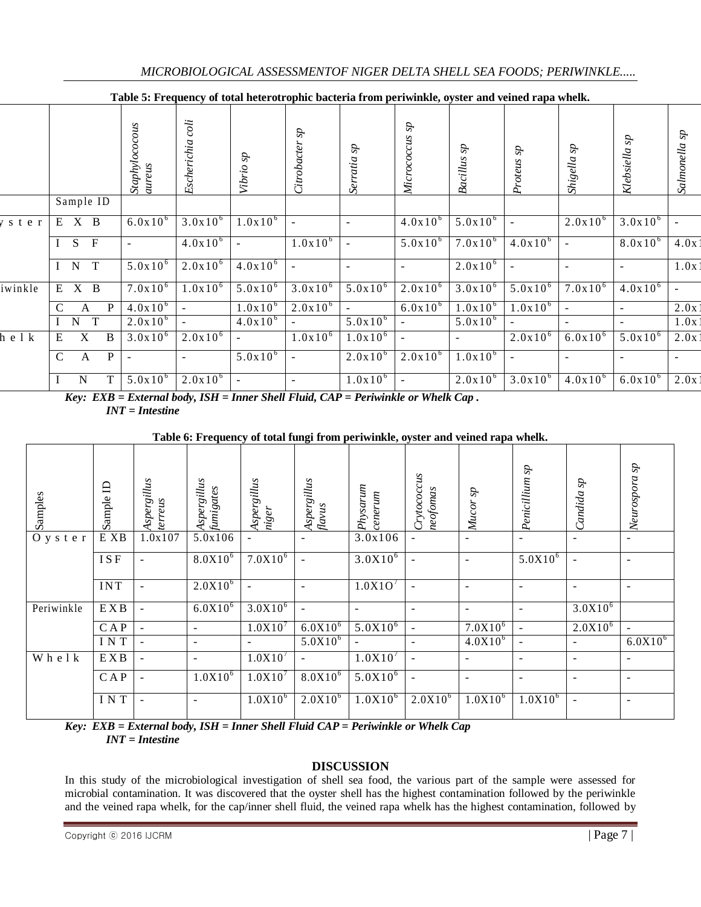**Table 5: Frequency of total heterotrophic bacteria from periwinkle, oyster and veined rapa whelk.**

| | | *Staphylococous aureus* | *Escherichia coli* | *Vibrio sp* | *Citrobacter sp* | *Serratia sp* | *Micrococcus sp* | *Bacillus sp* | *Proteus sp* | *Shigella sp* | *Klebsiella sp* | *Salmonella sp* |
|---|---|---|---|---|---|---|---|---|---|---|---|---|
| | Sample ID | | | | | | | | | | | |
| ystor | EXB | $6.0x10^6$ | $3.0x10^6$ | $1.0x10^6$ | - | - | $4.0x10^6$ | $5.0x10^6$ | - | $2.0x10^6$ | $3.0x10^6$ | - |
| | ISF | - | $4.0x10^6$ | - | $1.0x10^6$ | - | $5.0x10^6$ | $7.0x10^6$ | $4.0x10^6$ | - | $8.0x10^6$ | 4.0x1 |
| | INT | $5.0x10^6$ | $2.0x10^6$ | $4.0x10^6$ | - | - | - | $2.0x10^6$ | - | - | - | 1.0x1 |
| iwinkle | EXB | $7.0x10^6$ | $1.0x10^6$ | $5.0x10^6$ | $3.0x10^6$ | $5.0x10^6$ | $2.0x10^6$ | $3.0x10^6$ | $5.0x10^6$ | $7.0x10^6$ | $4.0x10^6$ | - |
| | CAP | $4.0x10^6$ | - | $1.0x10^6$ | $2.0x10^6$ | - | $6.0x10^6$ | $1.0x10^6$ | $1.0x10^6$ | - | - | 2.0x1 |
| | INT | $2.0x10^6$ | - | $4.0x10^6$ | - | $5.0x10^6$ | - | $5.0x10^6$ | - | - | - | 1.0x1 |
| helk | EXB | $3.0x10^6$ | $2.0x10^6$ | - | $1.0x10^6$ | $1.0x10^6$ | - | - | $2.0x10^6$ | $6.0x10^6$ | $5.0x10^6$ | 2.0x1 |
| | CAP | - | - | $5.0x10^6$ | - | $2.0x10^6$ | $2.0x10^6$ | $1.0x10^6$ | - | - | - | - |
| | INT | $5.0x10^6$ | $2.0x10^6$ | - | - | $1.0x10^6$ | - | $2.0x10^6$ | $3.0x10^6$ | $4.0x10^6$ | $6.0x10^6$ | 2.0x1 |

***Key: EXB = External body, ISH = Inner Shell Fluid, CAP = Periwinkle or Whelk Cap .***
***INT = Intestine***

**Table 6: Frequency of total fungi from periwinkle, oyster and veined rapa whelk.**

| Samples | Sample ID | *Aspergillus terreus* | *Aspergillus fumigates* | *Aspergillus niger* | *Aspergillus flavus* | *Physarum cenerum* | *Crytococcus neofomas* | *Mucor sp* | *Penicillium sp* | *Candida sp* | *Neurospora sp* |
|---|---|---|---|---|---|---|---|---|---|---|---|
| Oyster | EXB | 1.0x107 | 5.0x106 | - | - | 3.0x106 | - | - | - | - | - |
| | ISF | - | $8.0X10^6$ | $7.0X10^6$ | - | $3.0X10^6$ | - | - | $5.0X10^6$ | - | - |
| | INT | - | $2.0X10^6$ | - | - | $1.0X1O^7$ | - | - | - | - | - |
| Periwinkle | EXB | - | $6.0X10^6$ | $3.0X10^6$ | - | - | - | - | - | $3.0X10^6$ | |
| | CAP | - | - | $1.0X10^7$ | $6.0X10^6$ | $5.0X10^6$ | - | $7.0X10^6$ | - | $2.0X10^6$ | - |
| | INT | - | - | - | $5.0X10^6$ | - | - | $4.0X10^6$ | - | - | $6.0X10^6$ |
| Whelk | EXB | - | - | $1.0X10^7$ | - | $1.0X10^7$ | - | - | - | - | - |
| | CAP | - | $1.0X10^6$ | $1.0X10^7$ | $8.0X10^6$ | $5.0X10^6$ | - | - | - | - | - |
| | INT | - | - | $1.0X10^6$ | $2.0X10^6$ | $1.0X10^6$ | $2.0X10^6$ | $1.0X10^6$ | $1.0X10^6$ | - | - |

***Key: EXB = External body, ISH = Inner Shell Fluid CAP = Periwinkle or Whelk Cap***
***INT = Intestine***

## DISCUSSION

In this study of the microbiological investigation of shell sea food, the various part of the sample were assessed for microbial contamination. It was discovered that the oyster shell has the highest contamination followed by the periwinkle and the veined rapa whelk, for the cap/inner shell fluid, the veined rapa whelk has the highest contamination, followed by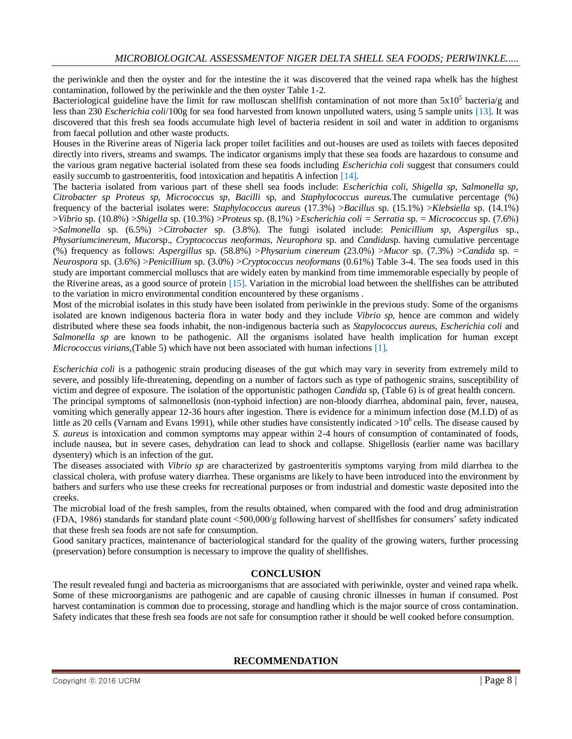the periwinkle and then the oyster and for the intestine the it was discovered that the veined rapa whelk has the highest contamination, followed by the periwinkle and the then oyster Table 1-2.

Bacteriological guideline have the limit for raw molluscan shellfish contamination of not more than $5x10^5$ bacteria/g and less than 230 *Escherichia coli*/100g for sea food harvested from known unpolluted waters, using 5 sample units [13]. It was discovered that this fresh sea foods accumulate high level of bacteria resident in soil and water in addition to organisms from faecal pollution and other waste products.

Houses in the Riverine areas of Nigeria lack proper toilet facilities and out-houses are used as toilets with faeces deposited directly into rivers, streams and swamps. The indicator organisms imply that these sea foods are hazardous to consume and the various gram negative bacterial isolated from these sea foods including *Escherichia coli* suggest that consumers could easily succumb to gastroenteritis, food intoxication and hepatitis A infection [14].

The bacteria isolated from various part of these shell sea foods include: *Escherichia coli, Shigella sp, Salmonella sp, Citrobacter sp Proteus sp, Micrococcus sp, Bacilli* sp, and *Staphylococcus aureus.*The cumulative percentage (%) frequency of the bacterial isolates were: *Staphylococcus aureus* (17.3%) >*Bacillus* sp. (15.1%) >*Klebsiella* sp. (14.1%) >*Vibrio* sp. (10.8%) >*Shigella* sp. (10.3%) >*Proteus* sp. (8.1%) >*Escherichia coli = Serratia* sp. = *Micrococcus* sp. (7.6%) >*Salmonella* sp. (6.5%) >*Citrobacter* sp. (3.8%). The fungi isolated include: *Penicillium sp, Aspergilus* sp., *Physariumcinereum*, *Mucor*sp., *Cryptococcus neoformas, Neurophora* sp. and *Candida*sp. having cumulative percentage (%) frequency as follows: *Aspergillus* sp. (58.8%) >*Physarium cinereum* (23.0%) >*Mucor* sp. (7.3%) >*Candida* sp. = *Neurospora* sp. (3.6%) >*Penicillium* sp. (3.0%) >*Cryptococcus neoformans* (0.61%) Table 3-4. The sea foods used in this study are important commercial molluscs that are widely eaten by mankind from time immemorable especially by people of the Riverine areas, as a good source of protein [15]. Variation in the microbial load between the shellfishes can be attributed to the variation in micro environmental condition encountered by these organisms .

Most of the microbial isolates in this study have been isolated from periwinkle in the previous study. Some of the organisms isolated are known indigenous bacteria flora in water body and they include *Vibrio sp,* hence are common and widely distributed where these sea foods inhabit, the non-indigenous bacteria such as *Stapylococcus aureus, Escherichia coli* and *Salmonella sp* are known to be pathogenic. All the organisms isolated have health implication for human except *Micrococcus virians,*(Table 5) which have not been associated with human infections [1].

*Escherichia coli* is a pathogenic strain producing diseases of the gut which may vary in severity from extremely mild to severe, and possibly life-threatening, depending on a number of factors such as type of pathogenic strains, susceptibility of victim and degree of exposure. The isolation of the opportunistic pathogen *Candida* sp, (Table 6) is of great health concern.

The principal symptoms of salmonellosis (non-typhoid infection) are non-bloody diarrhea, abdominal pain, fever, nausea, vomiting which generally appear 12-36 hours after ingestion. There is evidence for a minimum infection dose (M.I.D) of as little as 20 cells (Varnam and Evans 1991), while other studies have consistently indicated $>10^6$ cells. The disease caused by *S. aureus* is intoxication and common symptoms may appear within 2-4 hours of consumption of contaminated of foods, include nausea, but in severe cases, dehydration can lead to shock and collapse. Shigellosis (earlier name was bacillary dysentery) which is an infection of the gut.

The diseases associated with *Vibrio sp* are characterized by gastroenteritis symptoms varying from mild diarrhea to the classical cholera, with profuse watery diarrhea. These organisms are likely to have been introduced into the environment by bathers and surfers who use these creeks for recreational purposes or from industrial and domestic waste deposited into the creeks.

The microbial load of the fresh samples, from the results obtained, when compared with the food and drug administration (FDA, 1986) standards for standard plate count <500,000/g following harvest of shellfishes for consumers' safety indicated that these fresh sea foods are not safe for consumption.

Good sanitary practices, maintenance of bacteriological standard for the quality of the growing waters, further processing (preservation) before consumption is necessary to improve the quality of shellfishes.

## CONCLUSION

The result revealed fungi and bacteria as microorganisms that are associated with periwinkle, oyster and veined rapa whelk. Some of these microorganisms are pathogenic and are capable of causing chronic illnesses in human if consumed. Post harvest contamination is common due to processing, storage and handling which is the major source of cross contamination. Safety indicates that these fresh sea foods are not safe for consumption rather it should be well cooked before consumption.

## RECOMMENDATION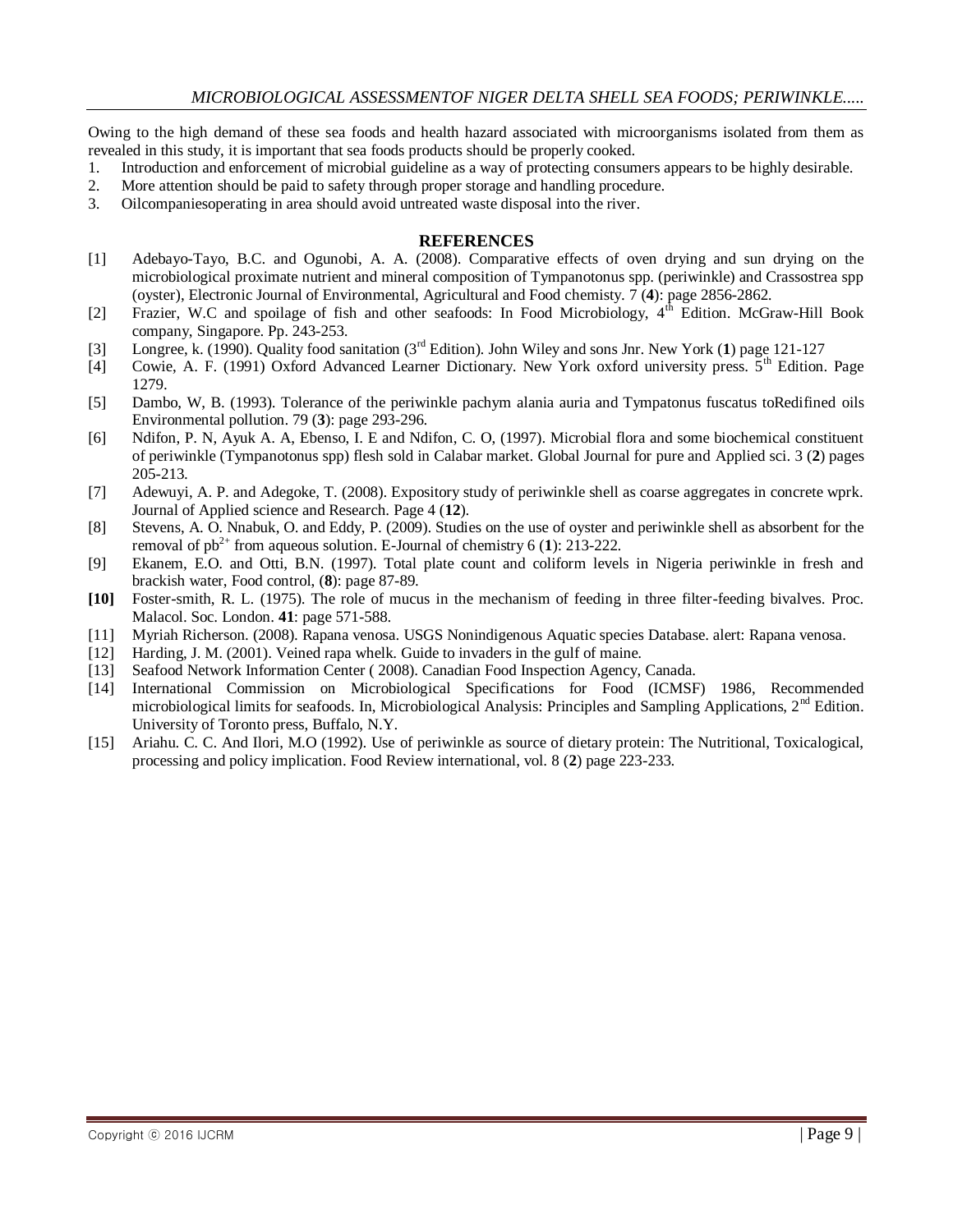Owing to the high demand of these sea foods and health hazard associated with microorganisms isolated from them as revealed in this study, it is important that sea foods products should be properly cooked.

1. Introduction and enforcement of microbial guideline as a way of protecting consumers appears to be highly desirable.
2. More attention should be paid to safety through proper storage and handling procedure.
3. Oilcompaniesoperating in area should avoid untreated waste disposal into the river.

## REFERENCES

[1] Adebayo-Tayo, B.C. and Ogunobi, A. A. (2008). Comparative effects of oven drying and sun drying on the microbiological proximate nutrient and mineral composition of Tympanotonus spp. (periwinkle) and Crassostrea spp (oyster), Electronic Journal of Environmental, Agricultural and Food chemisty. 7 (**4**): page 2856-2862.

[2] Frazier, W.C and spoilage of fish and other seafoods: In Food Microbiology, 4th Edition. McGraw-Hill Book company, Singapore. Pp. 243-253.

[3] Longree, k. (1990). Quality food sanitation (3rd Edition). John Wiley and sons Jnr. New York (**1**) page 121-127

[4] Cowie, A. F. (1991) Oxford Advanced Learner Dictionary. New York oxford university press. 5th Edition. Page 1279.

[5] Dambo, W, B. (1993). Tolerance of the periwinkle pachym alania auria and Tympatonus fuscatus toRedifined oils Environmental pollution. 79 (**3**): page 293-296.

[6] Ndifon, P. N, Ayuk A. A, Ebenso, I. E and Ndifon, C. O, (1997). Microbial flora and some biochemical constituent of periwinkle (Tympanotonus spp) flesh sold in Calabar market. Global Journal for pure and Applied sci. 3 (**2**) pages 205-213.

[7] Adewuyi, A. P. and Adegoke, T. (2008). Expository study of periwinkle shell as coarse aggregates in concrete wprk. Journal of Applied science and Research. Page 4 (**12**).

[8] Stevens, A. O. Nnabuk, O. and Eddy, P. (2009). Studies on the use of oyster and periwinkle shell as absorbent for the removal of $pb^{2+}$ from aqueous solution. E-Journal of chemistry 6 (**1**): 213-222.

[9] Ekanem, E.O. and Otti, B.N. (1997). Total plate count and coliform levels in Nigeria periwinkle in fresh and brackish water, Food control, (**8**): page 87-89.

**[10]** Foster-smith, R. L. (1975). The role of mucus in the mechanism of feeding in three filter-feeding bivalves. Proc. Malacol. Soc. London. **41**: page 571-588.

[11] Myriah Richerson. (2008). Rapana venosa. USGS Nonindigenous Aquatic species Database. alert: Rapana venosa.

[12] Harding, J. M. (2001). Veined rapa whelk. Guide to invaders in the gulf of maine.

[13] Seafood Network Information Center ( 2008). Canadian Food Inspection Agency, Canada.

[14] International Commission on Microbiological Specifications for Food (ICMSF) 1986, Recommended microbiological limits for seafoods. In, Microbiological Analysis: Principles and Sampling Applications, 2nd Edition. University of Toronto press, Buffalo, N.Y.

[15] Ariahu. C. C. And Ilori, M.O (1992). Use of periwinkle as source of dietary protein: The Nutritional, Toxicalogical, processing and policy implication. Food Review international, vol. 8 (**2**) page 223-233.